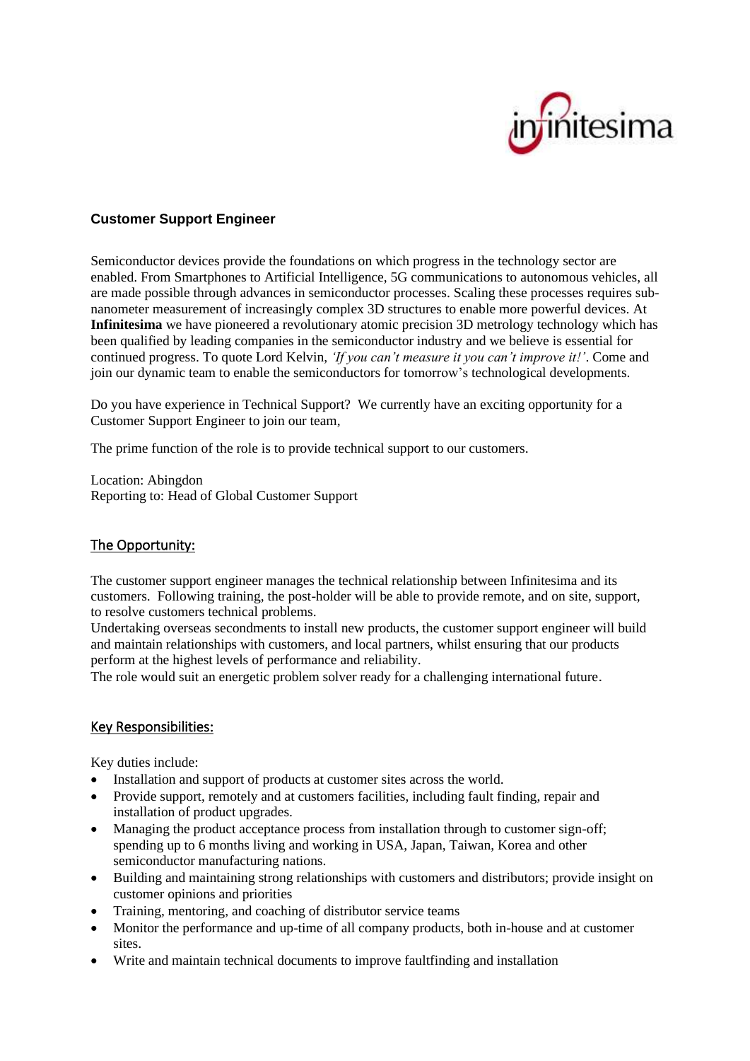**Customer Support Engineer**

Semiconductor devices provide the foundations on which progress in the technology sector are enabled. From Smartphones to Artificial Intelligence, 5G communications to autonomous vehicles, all are made possible through advances in semiconductor processes. Scaling these processes requires sub-nanometer measurement of increasingly complex 3D structures to enable more powerful devices. At **Infinitesima** we have pioneered a revolutionary atomic precision 3D metrology technology which has been qualified by leading companies in the semiconductor industry and we believe is essential for continued progress. To quote Lord Kelvin, *'If you can't measure it you can't improve it!'*. Come and join our dynamic team to enable the semiconductors for tomorrow's technological developments.

Do you have experience in Technical Support? We currently have an exciting opportunity for a Customer Support Engineer to join our team,

The prime function of the role is to provide technical support to our customers.

Location: Abingdon
Reporting to: Head of Global Customer Support

## The Opportunity:

The customer support engineer manages the technical relationship between Infinitesima and its customers. Following training, the post-holder will be able to provide remote, and on site, support, to resolve customers technical problems.
Undertaking overseas secondments to install new products, the customer support engineer will build and maintain relationships with customers, and local partners, whilst ensuring that our products perform at the highest levels of performance and reliability.
The role would suit an energetic problem solver ready for a challenging international future.

## Key Responsibilities:

Key duties include:

- Installation and support of products at customer sites across the world.
- Provide support, remotely and at customers facilities, including fault finding, repair and installation of product upgrades.
- Managing the product acceptance process from installation through to customer sign-off; spending up to 6 months living and working in USA, Japan, Taiwan, Korea and other semiconductor manufacturing nations.
- Building and maintaining strong relationships with customers and distributors; provide insight on customer opinions and priorities
- Training, mentoring, and coaching of distributor service teams
- Monitor the performance and up-time of all company products, both in-house and at customer sites.
- Write and maintain technical documents to improve faultfinding and installation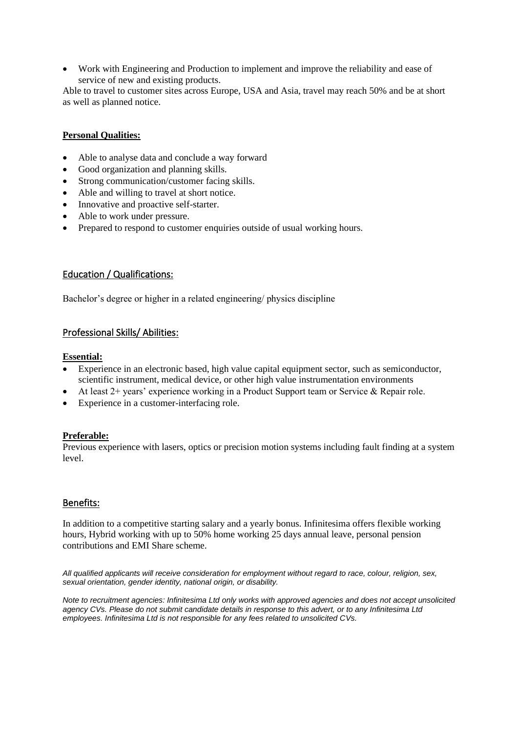- Work with Engineering and Production to implement and improve the reliability and ease of service of new and existing products.

Able to travel to customer sites across Europe, USA and Asia, travel may reach 50% and be at short as well as planned notice.

**Personal Qualities:**

- Able to analyse data and conclude a way forward
- Good organization and planning skills.
- Strong communication/customer facing skills.
- Able and willing to travel at short notice.
- Innovative and proactive self-starter.
- Able to work under pressure.
- Prepared to respond to customer enquiries outside of usual working hours.

## Education / Qualifications:

Bachelor's degree or higher in a related engineering/ physics discipline

## Professional Skills/ Abilities:

**Essential:**

- Experience in an electronic based, high value capital equipment sector, such as semiconductor, scientific instrument, medical device, or other high value instrumentation environments
- At least 2+ years' experience working in a Product Support team or Service & Repair role.
- Experience in a customer-interfacing role.

**Preferable:**

Previous experience with lasers, optics or precision motion systems including fault finding at a system level.

## Benefits:

In addition to a competitive starting salary and a yearly bonus. Infinitesima offers flexible working hours, Hybrid working with up to 50% home working 25 days annual leave, personal pension contributions and EMI Share scheme.

*All qualified applicants will receive consideration for employment without regard to race, colour, religion, sex, sexual orientation, gender identity, national origin, or disability.*

*Note to recruitment agencies: Infinitesima Ltd only works with approved agencies and does not accept unsolicited agency CVs. Please do not submit candidate details in response to this advert, or to any Infinitesima Ltd employees. Infinitesima Ltd is not responsible for any fees related to unsolicited CVs.*